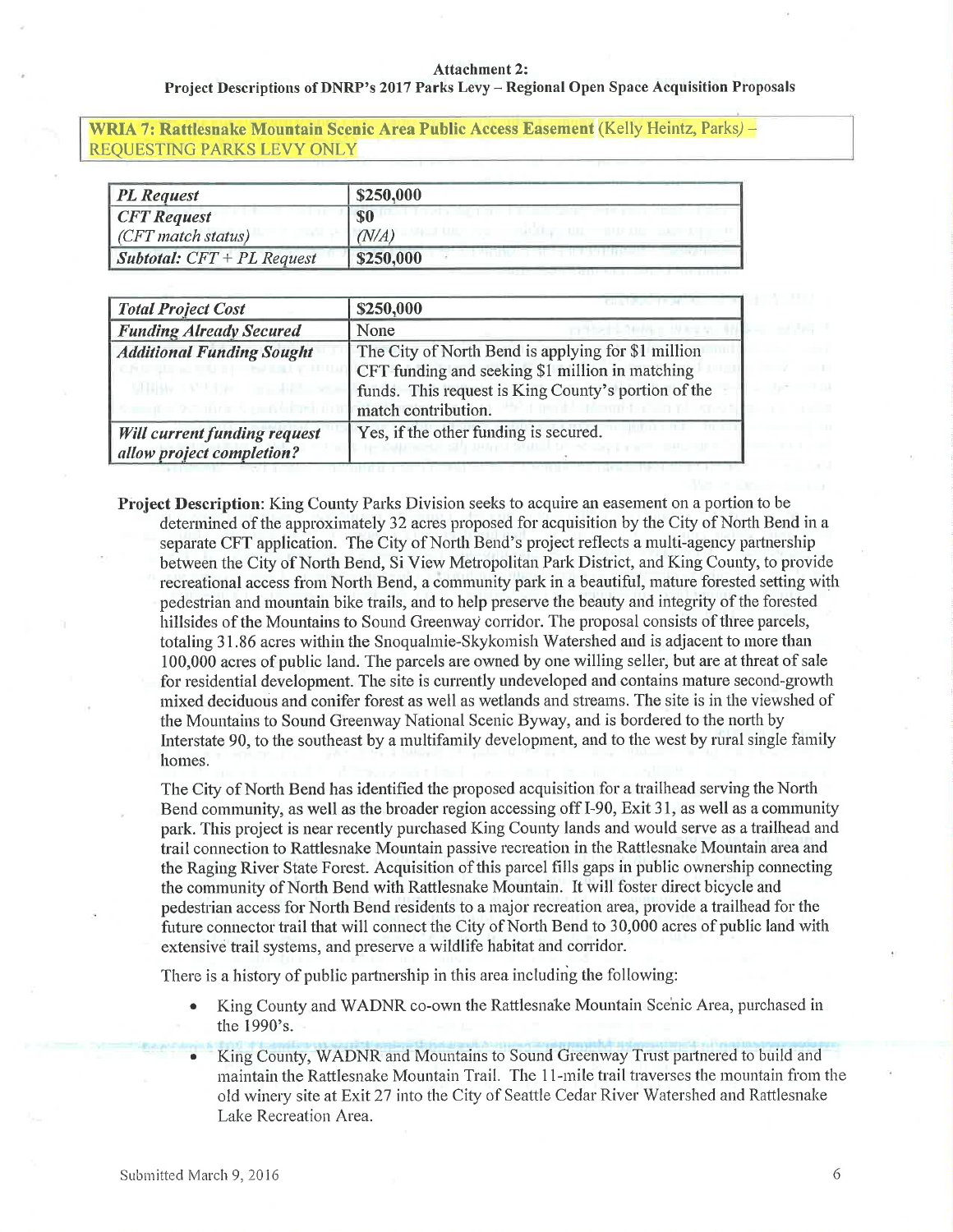**Attachment 2:**
**Project Descriptions of DNRP's 2017 Parks Levy – Regional Open Space Acquisition Proposals**

**WRIA 7: Rattlesnake Mountain Scenic Area Public Access Easement** (Kelly Heintz, Parks) – REQUESTING PARKS LEVY ONLY

| *PL Request* | $250,000 |
|---|---|
| *CFT Request* <br> *(CFT match status)* | $0 <br> *(N/A)* |
| *Subtotal: CFT + PL Request* | $250,000 |

| *Total Project Cost* | $250,000 |
|---|---|
| *Funding Already Secured* | None |
| *Additional Funding Sought* | The City of North Bend is applying for $1 million CFT funding and seeking $1 million in matching funds. This request is King County's portion of the match contribution. |
| *Will current funding request allow project completion?* | Yes, if the other funding is secured. |

**Project Description**: King County Parks Division seeks to acquire an easement on a portion to be determined of the approximately 32 acres proposed for acquisition by the City of North Bend in a separate CFT application. The City of North Bend's project reflects a multi-agency partnership between the City of North Bend, Si View Metropolitan Park District, and King County, to provide recreational access from North Bend, a community park in a beautiful, mature forested setting with pedestrian and mountain bike trails, and to help preserve the beauty and integrity of the forested hillsides of the Mountains to Sound Greenway corridor. The proposal consists of three parcels, totaling 31.86 acres within the Snoqualmie-Skykomish Watershed and is adjacent to more than 100,000 acres of public land. The parcels are owned by one willing seller, but are at threat of sale for residential development. The site is currently undeveloped and contains mature second-growth mixed deciduous and conifer forest as well as wetlands and streams. The site is in the viewshed of the Mountains to Sound Greenway National Scenic Byway, and is bordered to the north by Interstate 90, to the southeast by a multifamily development, and to the west by rural single family homes.

The City of North Bend has identified the proposed acquisition for a trailhead serving the North Bend community, as well as the broader region accessing off I-90, Exit 31, as well as a community park. This project is near recently purchased King County lands and would serve as a trailhead and trail connection to Rattlesnake Mountain passive recreation in the Rattlesnake Mountain area and the Raging River State Forest. Acquisition of this parcel fills gaps in public ownership connecting the community of North Bend with Rattlesnake Mountain. It will foster direct bicycle and pedestrian access for North Bend residents to a major recreation area, provide a trailhead for the future connector trail that will connect the City of North Bend to 30,000 acres of public land with extensive trail systems, and preserve a wildlife habitat and corridor.

There is a history of public partnership in this area including the following:

- King County and WADNR co-own the Rattlesnake Mountain Scenic Area, purchased in the 1990's.
- King County, WADNR and Mountains to Sound Greenway Trust partnered to build and maintain the Rattlesnake Mountain Trail. The 11-mile trail traverses the mountain from the old winery site at Exit 27 into the City of Seattle Cedar River Watershed and Rattlesnake Lake Recreation Area.

Submitted March 9, 2016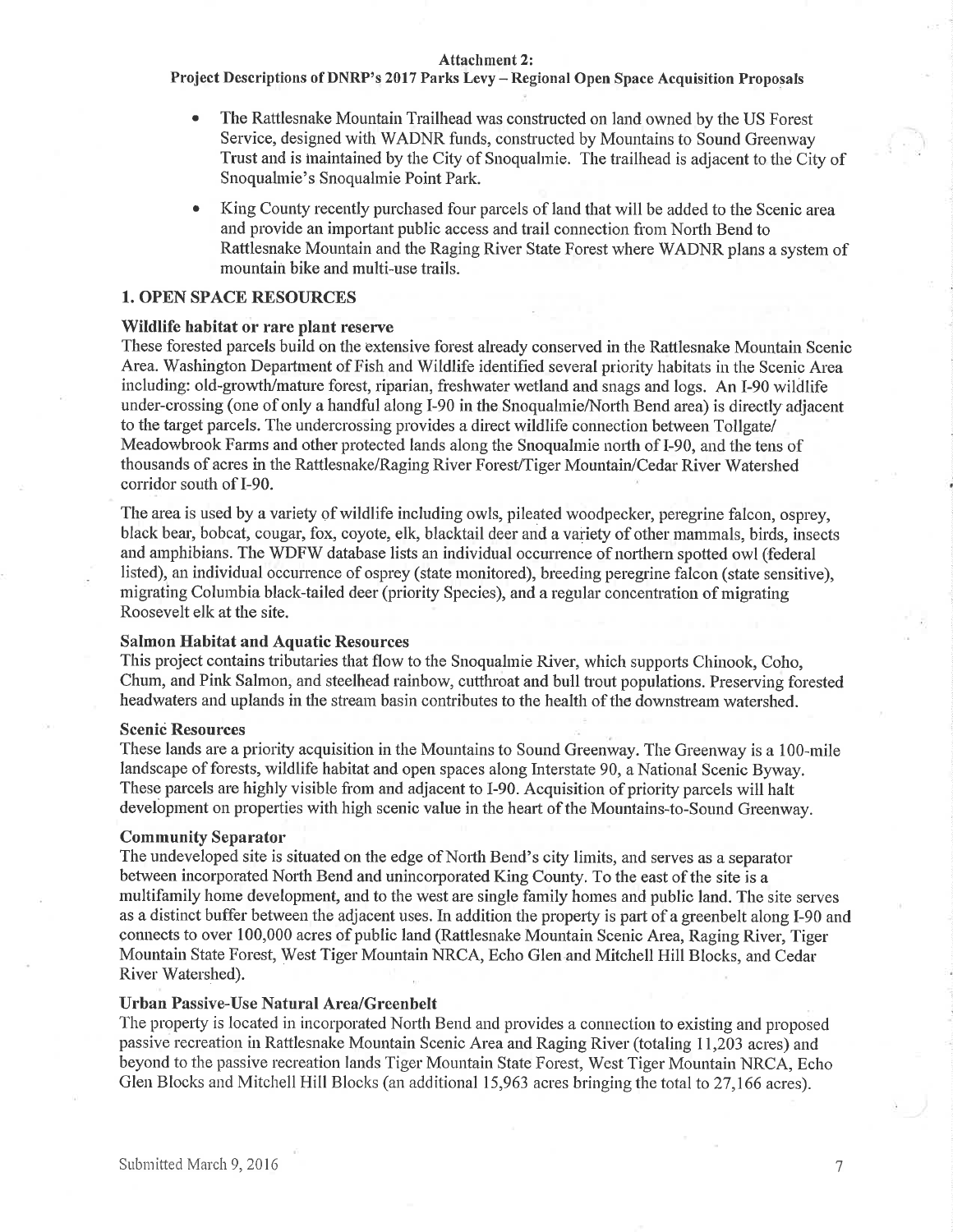**Attachment 2:**
**Project Descriptions of DNRP's 2017 Parks Levy – Regional Open Space Acquisition Proposals**

- The Rattlesnake Mountain Trailhead was constructed on land owned by the US Forest Service, designed with WADNR funds, constructed by Mountains to Sound Greenway Trust and is maintained by the City of Snoqualmie. The trailhead is adjacent to the City of Snoqualmie's Snoqualmie Point Park.
- King County recently purchased four parcels of land that will be added to the Scenic area and provide an important public access and trail connection from North Bend to Rattlesnake Mountain and the Raging River State Forest where WADNR plans a system of mountain bike and multi-use trails.

## 1. OPEN SPACE RESOURCES

### Wildlife habitat or rare plant reserve

These forested parcels build on the extensive forest already conserved in the Rattlesnake Mountain Scenic Area. Washington Department of Fish and Wildlife identified several priority habitats in the Scenic Area including: old-growth/mature forest, riparian, freshwater wetland and snags and logs. An I-90 wildlife under-crossing (one of only a handful along I-90 in the Snoqualmie/North Bend area) is directly adjacent to the target parcels. The undercrossing provides a direct wildlife connection between Tollgate/ Meadowbrook Farms and other protected lands along the Snoqualmie north of I-90, and the tens of thousands of acres in the Rattlesnake/Raging River Forest/Tiger Mountain/Cedar River Watershed corridor south of I-90.

The area is used by a variety of wildlife including owls, pileated woodpecker, peregrine falcon, osprey, black bear, bobcat, cougar, fox, coyote, elk, blacktail deer and a variety of other mammals, birds, insects and amphibians. The WDFW database lists an individual occurrence of northern spotted owl (federal listed), an individual occurrence of osprey (state monitored), breeding peregrine falcon (state sensitive), migrating Columbia black-tailed deer (priority Species), and a regular concentration of migrating Roosevelt elk at the site.

### Salmon Habitat and Aquatic Resources

This project contains tributaries that flow to the Snoqualmie River, which supports Chinook, Coho, Chum, and Pink Salmon, and steelhead rainbow, cutthroat and bull trout populations. Preserving forested headwaters and uplands in the stream basin contributes to the health of the downstream watershed.

### Scenic Resources

These lands are a priority acquisition in the Mountains to Sound Greenway. The Greenway is a 100-mile landscape of forests, wildlife habitat and open spaces along Interstate 90, a National Scenic Byway. These parcels are highly visible from and adjacent to I-90. Acquisition of priority parcels will halt development on properties with high scenic value in the heart of the Mountains-to-Sound Greenway.

### Community Separator

The undeveloped site is situated on the edge of North Bend's city limits, and serves as a separator between incorporated North Bend and unincorporated King County. To the east of the site is a multifamily home development, and to the west are single family homes and public land. The site serves as a distinct buffer between the adjacent uses. In addition the property is part of a greenbelt along I-90 and connects to over 100,000 acres of public land (Rattlesnake Mountain Scenic Area, Raging River, Tiger Mountain State Forest, West Tiger Mountain NRCA, Echo Glen and Mitchell Hill Blocks, and Cedar River Watershed).

### Urban Passive-Use Natural Area/Greenbelt

The property is located in incorporated North Bend and provides a connection to existing and proposed passive recreation in Rattlesnake Mountain Scenic Area and Raging River (totaling 11,203 acres) and beyond to the passive recreation lands Tiger Mountain State Forest, West Tiger Mountain NRCA, Echo Glen Blocks and Mitchell Hill Blocks (an additional 15,963 acres bringing the total to 27,166 acres).

Submitted March 9, 2016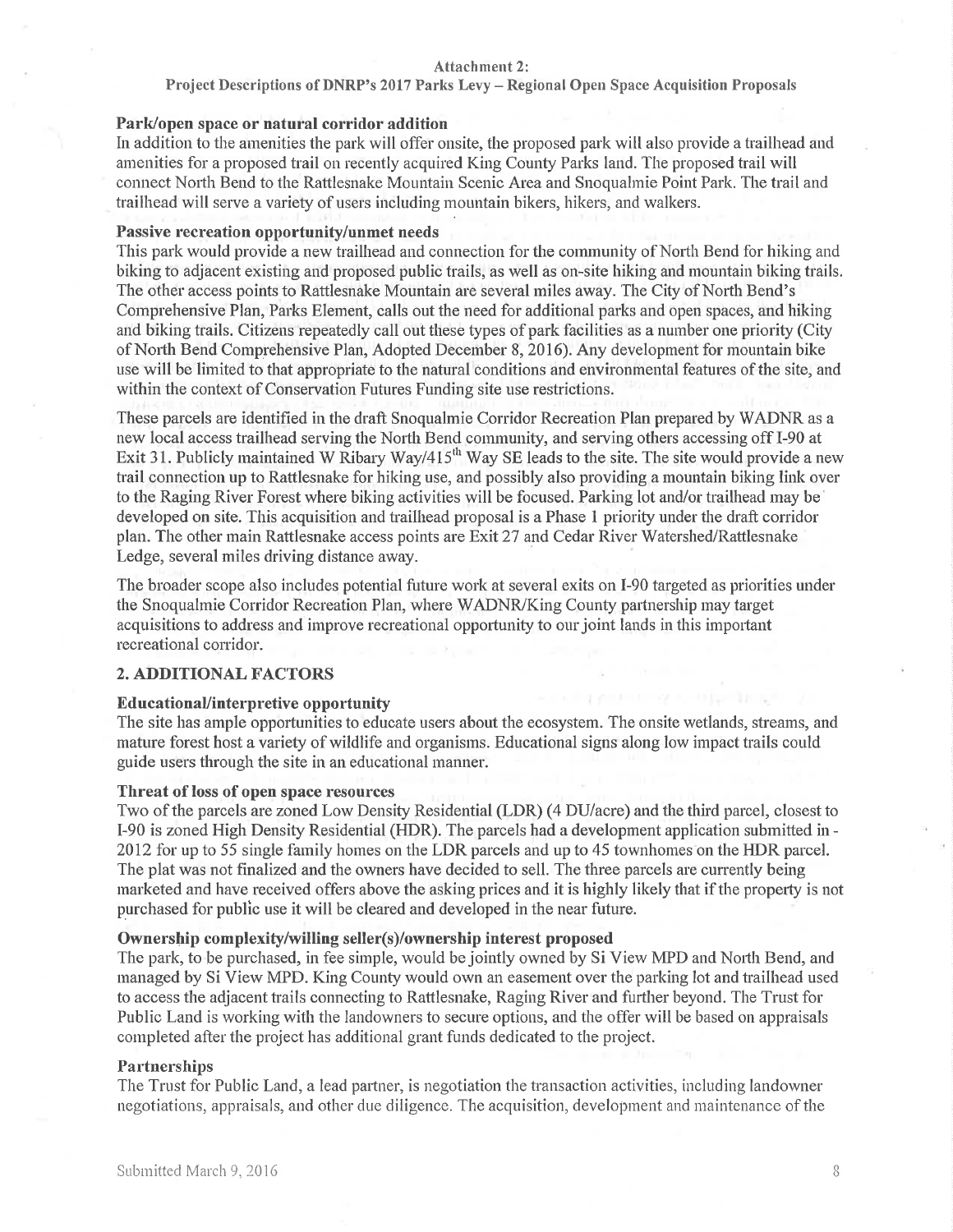Attachment 2:

Project Descriptions of DNRP's 2017 Parks Levy – Regional Open Space Acquisition Proposals

**Park/open space or natural corridor addition**

In addition to the amenities the park will offer onsite, the proposed park will also provide a trailhead and amenities for a proposed trail on recently acquired King County Parks land. The proposed trail will connect North Bend to the Rattlesnake Mountain Scenic Area and Snoqualmie Point Park. The trail and trailhead will serve a variety of users including mountain bikers, hikers, and walkers.

**Passive recreation opportunity/unmet needs**

This park would provide a new trailhead and connection for the community of North Bend for hiking and biking to adjacent existing and proposed public trails, as well as on-site hiking and mountain biking trails. The other access points to Rattlesnake Mountain are several miles away. The City of North Bend's Comprehensive Plan, Parks Element, calls out the need for additional parks and open spaces, and hiking and biking trails. Citizens repeatedly call out these types of park facilities as a number one priority (City of North Bend Comprehensive Plan, Adopted December 8, 2016). Any development for mountain bike use will be limited to that appropriate to the natural conditions and environmental features of the site, and within the context of Conservation Futures Funding site use restrictions.

These parcels are identified in the draft Snoqualmie Corridor Recreation Plan prepared by WADNR as a new local access trailhead serving the North Bend community, and serving others accessing off I-90 at Exit 31. Publicly maintained W Ribary Way/415th Way SE leads to the site. The site would provide a new trail connection up to Rattlesnake for hiking use, and possibly also providing a mountain biking link over to the Raging River Forest where biking activities will be focused. Parking lot and/or trailhead may be developed on site. This acquisition and trailhead proposal is a Phase 1 priority under the draft corridor plan. The other main Rattlesnake access points are Exit 27 and Cedar River Watershed/Rattlesnake Ledge, several miles driving distance away.

The broader scope also includes potential future work at several exits on I-90 targeted as priorities under the Snoqualmie Corridor Recreation Plan, where WADNR/King County partnership may target acquisitions to address and improve recreational opportunity to our joint lands in this important recreational corridor.

## 2. ADDITIONAL FACTORS

**Educational/interpretive opportunity**

The site has ample opportunities to educate users about the ecosystem. The onsite wetlands, streams, and mature forest host a variety of wildlife and organisms. Educational signs along low impact trails could guide users through the site in an educational manner.

**Threat of loss of open space resources**

Two of the parcels are zoned Low Density Residential (LDR) (4 DU/acre) and the third parcel, closest to I-90 is zoned High Density Residential (HDR). The parcels had a development application submitted in 2012 for up to 55 single family homes on the LDR parcels and up to 45 townhomes on the HDR parcel. The plat was not finalized and the owners have decided to sell. The three parcels are currently being marketed and have received offers above the asking prices and it is highly likely that if the property is not purchased for public use it will be cleared and developed in the near future.

**Ownership complexity/willing seller(s)/ownership interest proposed**

The park, to be purchased, in fee simple, would be jointly owned by Si View MPD and North Bend, and managed by Si View MPD. King County would own an easement over the parking lot and trailhead used to access the adjacent trails connecting to Rattlesnake, Raging River and further beyond. The Trust for Public Land is working with the landowners to secure options, and the offer will be based on appraisals completed after the project has additional grant funds dedicated to the project.

**Partnerships**

The Trust for Public Land, a lead partner, is negotiation the transaction activities, including landowner negotiations, appraisals, and other due diligence. The acquisition, development and maintenance of the

Submitted March 9, 2016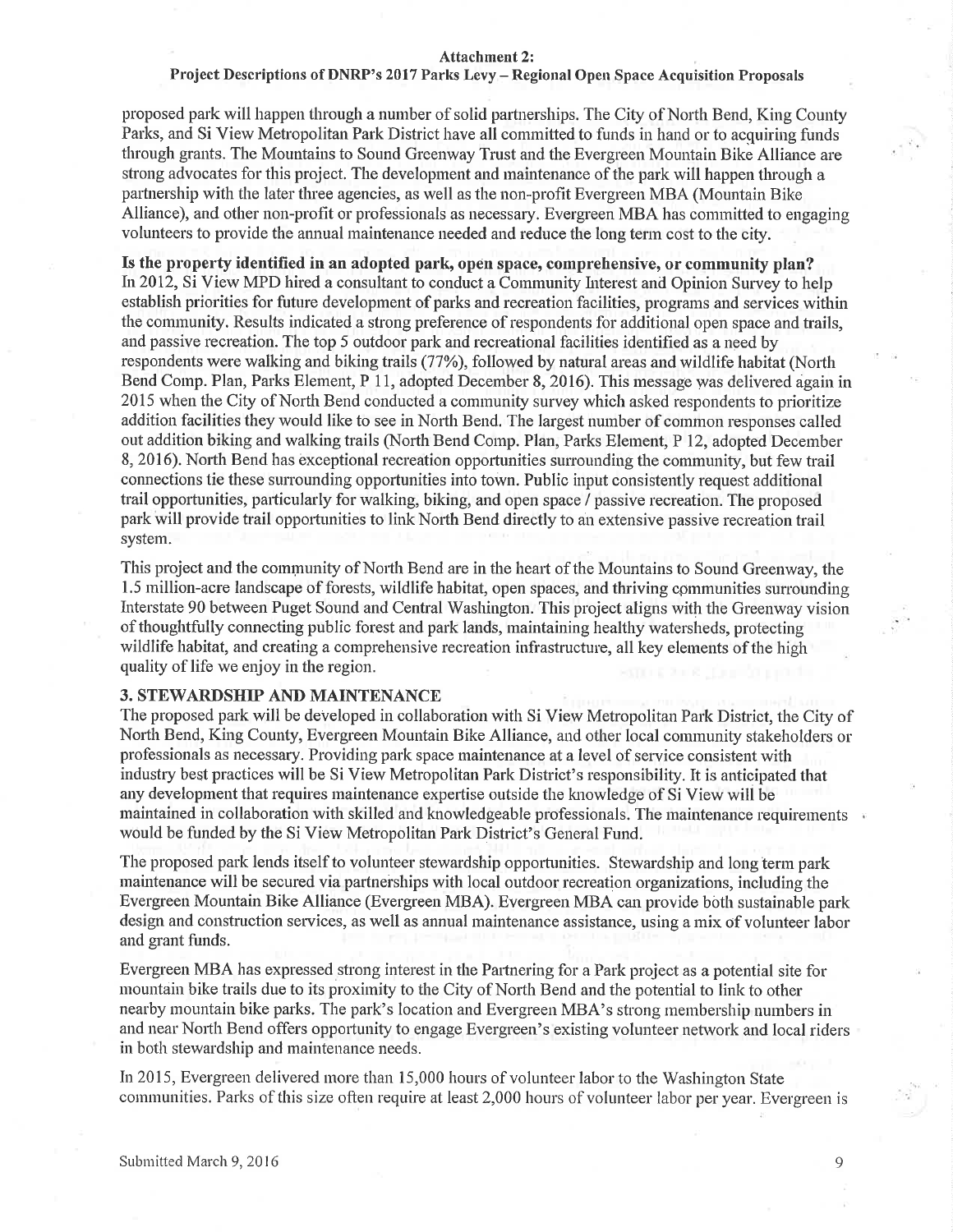proposed park will happen through a number of solid partnerships. The City of North Bend, King County Parks, and Si View Metropolitan Park District have all committed to funds in hand or to acquiring funds through grants. The Mountains to Sound Greenway Trust and the Evergreen Mountain Bike Alliance are strong advocates for this project. The development and maintenance of the park will happen through a partnership with the later three agencies, as well as the non-profit Evergreen MBA (Mountain Bike Alliance), and other non-profit or professionals as necessary. Evergreen MBA has committed to engaging volunteers to provide the annual maintenance needed and reduce the long term cost to the city.

**Is the property identified in an adopted park, open space, comprehensive, or community plan?**
In 2012, Si View MPD hired a consultant to conduct a Community Interest and Opinion Survey to help establish priorities for future development of parks and recreation facilities, programs and services within the community. Results indicated a strong preference of respondents for additional open space and trails, and passive recreation. The top 5 outdoor park and recreational facilities identified as a need by respondents were walking and biking trails (77%), followed by natural areas and wildlife habitat (North Bend Comp. Plan, Parks Element, P 11, adopted December 8, 2016). This message was delivered again in 2015 when the City of North Bend conducted a community survey which asked respondents to prioritize addition facilities they would like to see in North Bend. The largest number of common responses called out addition biking and walking trails (North Bend Comp. Plan, Parks Element, P 12, adopted December 8, 2016). North Bend has exceptional recreation opportunities surrounding the community, but few trail connections tie these surrounding opportunities into town. Public input consistently request additional trail opportunities, particularly for walking, biking, and open space / passive recreation. The proposed park will provide trail opportunities to link North Bend directly to an extensive passive recreation trail system.

This project and the community of North Bend are in the heart of the Mountains to Sound Greenway, the 1.5 million-acre landscape of forests, wildlife habitat, open spaces, and thriving communities surrounding Interstate 90 between Puget Sound and Central Washington. This project aligns with the Greenway vision of thoughtfully connecting public forest and park lands, maintaining healthy watersheds, protecting wildlife habitat, and creating a comprehensive recreation infrastructure, all key elements of the high quality of life we enjoy in the region.

### 3. STEWARDSHIP AND MAINTENANCE

The proposed park will be developed in collaboration with Si View Metropolitan Park District, the City of North Bend, King County, Evergreen Mountain Bike Alliance, and other local community stakeholders or professionals as necessary. Providing park space maintenance at a level of service consistent with industry best practices will be Si View Metropolitan Park District's responsibility. It is anticipated that any development that requires maintenance expertise outside the knowledge of Si View will be maintained in collaboration with skilled and knowledgeable professionals. The maintenance requirements would be funded by the Si View Metropolitan Park District's General Fund.

The proposed park lends itself to volunteer stewardship opportunities. Stewardship and long term park maintenance will be secured via partnerships with local outdoor recreation organizations, including the Evergreen Mountain Bike Alliance (Evergreen MBA). Evergreen MBA can provide both sustainable park design and construction services, as well as annual maintenance assistance, using a mix of volunteer labor and grant funds.

Evergreen MBA has expressed strong interest in the Partnering for a Park project as a potential site for mountain bike trails due to its proximity to the City of North Bend and the potential to link to other nearby mountain bike parks. The park's location and Evergreen MBA's strong membership numbers in and near North Bend offers opportunity to engage Evergreen's existing volunteer network and local riders in both stewardship and maintenance needs.

In 2015, Evergreen delivered more than 15,000 hours of volunteer labor to the Washington State communities. Parks of this size often require at least 2,000 hours of volunteer labor per year. Evergreen is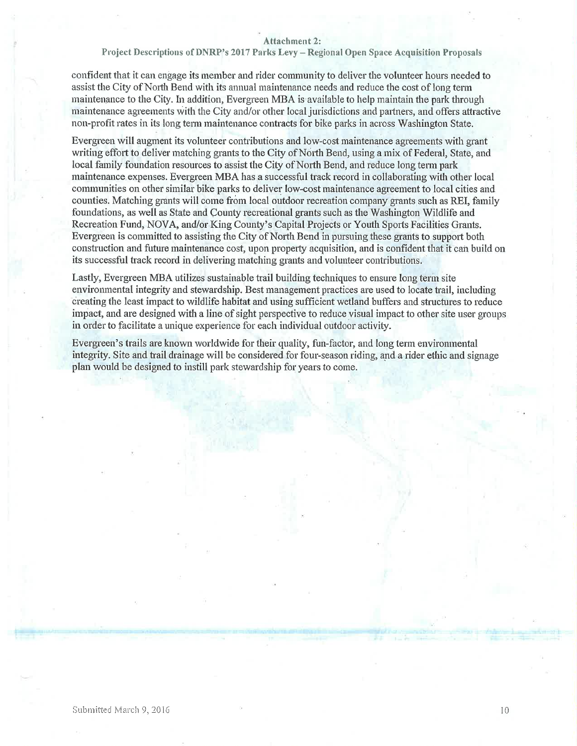confident that it can engage its member and rider community to deliver the volunteer hours needed to assist the City of North Bend with its annual maintenance needs and reduce the cost of long term maintenance to the City. In addition, Evergreen MBA is available to help maintain the park through maintenance agreements with the City and/or other local jurisdictions and partners, and offers attractive non-profit rates in its long term maintenance contracts for bike parks in across Washington State.

Evergreen will augment its volunteer contributions and low-cost maintenance agreements with grant writing effort to deliver matching grants to the City of North Bend, using a mix of Federal, State, and local family foundation resources to assist the City of North Bend, and reduce long term park maintenance expenses. Evergreen MBA has a successful track record in collaborating with other local communities on other similar bike parks to deliver low-cost maintenance agreement to local cities and counties. Matching grants will come from local outdoor recreation company grants such as REI, family foundations, as well as State and County recreational grants such as the Washington Wildlife and Recreation Fund, NOVA, and/or King County's Capital Projects or Youth Sports Facilities Grants. Evergreen is committed to assisting the City of North Bend in pursuing these grants to support both construction and future maintenance cost, upon property acquisition, and is confident that it can build on its successful track record in delivering matching grants and volunteer contributions.

Lastly, Evergreen MBA utilizes sustainable trail building techniques to ensure long term site environmental integrity and stewardship. Best management practices are used to locate trail, including creating the least impact to wildlife habitat and using sufficient wetland buffers and structures to reduce impact, and are designed with a line of sight perspective to reduce visual impact to other site user groups in order to facilitate a unique experience for each individual outdoor activity.

Evergreen's trails are known worldwide for their quality, fun-factor, and long term environmental integrity. Site and trail drainage will be considered for four-season riding, and a rider ethic and signage plan would be designed to instill park stewardship for years to come.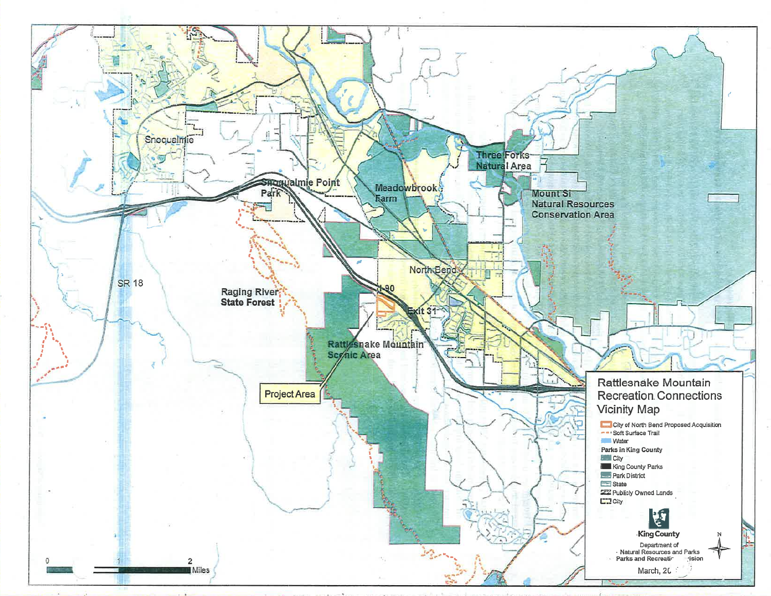# Rattlesnake Mountain Recreation Connections Vicinity Map

Snoqualmie

Snoqualmie Point Park

Meadowbrook Farm

Three Forks Natural Area

Mount Si Natural Resources Conservation Area

North Bend

SR 18

Raging River State Forest

I-90

Exit 31

Rattlesnake Mountain Scenic Area

Project Area

- City of North Bend Proposed Acquisition
- Soft Surface Trail
- Water

**Parks in King County**

- City
- King County Parks
- Park District
- State
- Publicly Owned Lands
- City

0 1 2 Miles

N

King County

Department of Natural Resources and Parks
Parks and Recreation Division

March, 20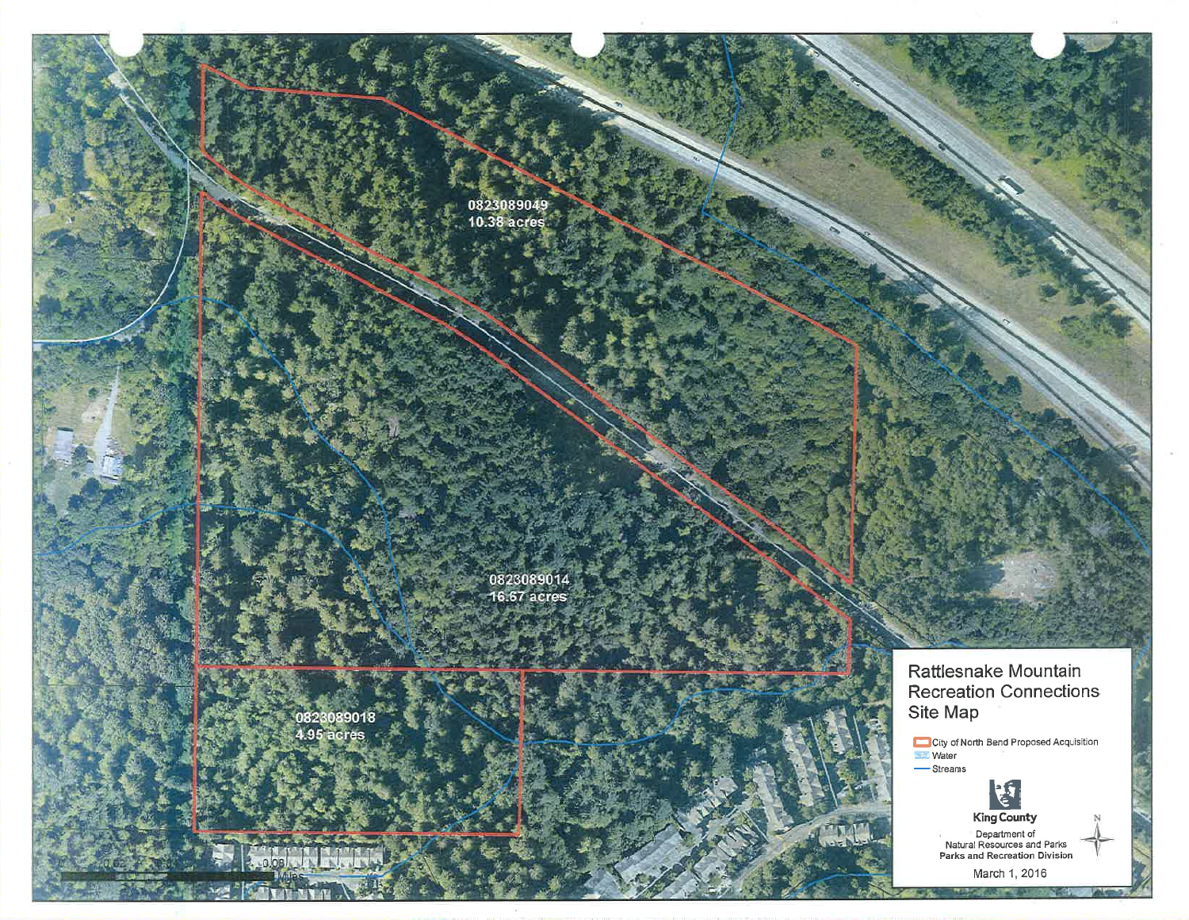0823089049
10.38 acres

0823089014
16.67 acres

0823089018
4.95 acres

# Rattlesnake Mountain Recreation Connections Site Map

City of North Bend Proposed Acquisition
Water
Streams

King County
Department of
Natural Resources and Parks
Parks and Recreation Division

March 1, 2016

0.02 0.08 Miles